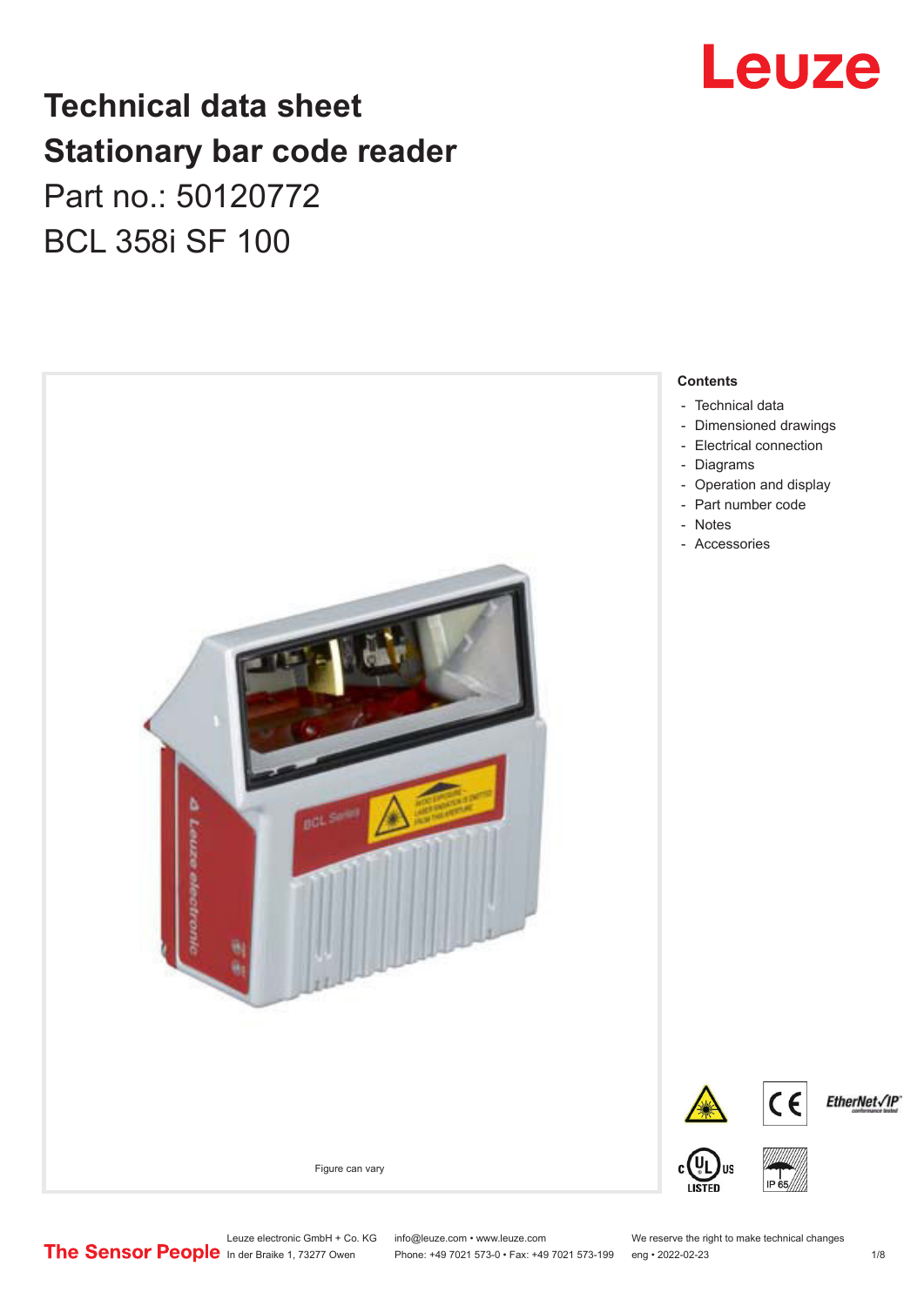# Technical data sheet
# Stationary bar code reader

Part no.: 50120772

BCL 358i SF 100

Figure can vary

**Contents**

- Technical data
- Dimensioned drawings
- Electrical connection
- Diagrams
- Operation and display
- Part number code
- Notes
- Accessories

Leuze electronic GmbH + Co. KG
In der Braike 1, 73277 Owen

info@leuze.com • www.leuze.com
Phone: +49 7021 573-0 • Fax: +49 7021 573-199

We reserve the right to make technical changes
eng • 2022-02-23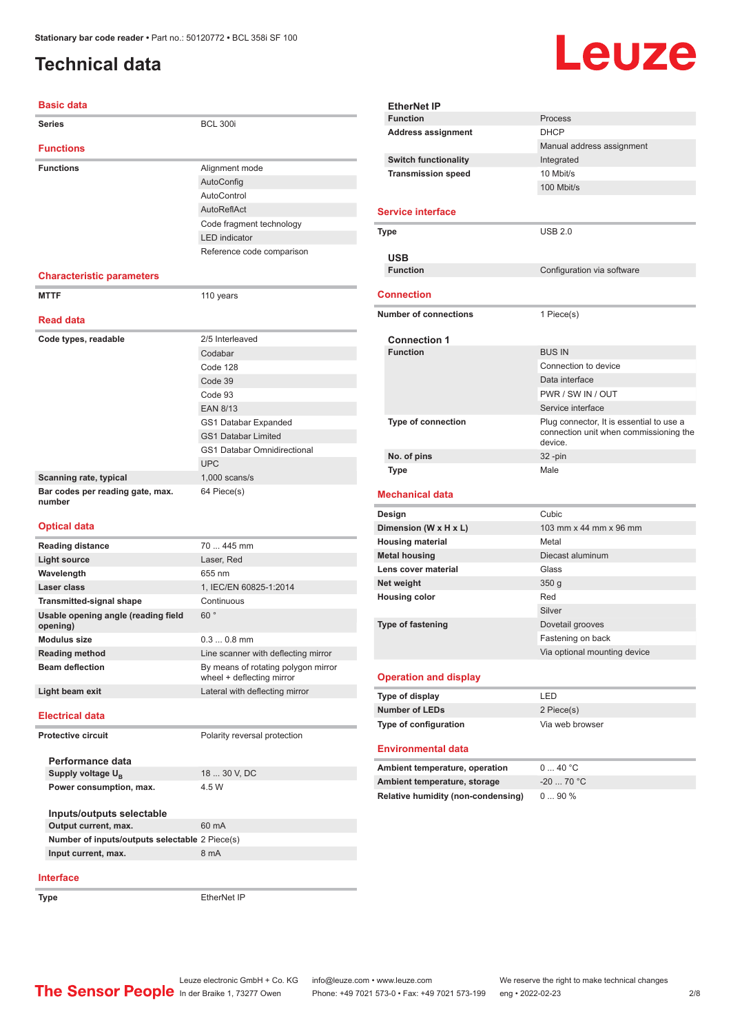Stationary bar code reader • Part no.: 50120772 • BCL 358i SF 100

# Technical data

## Basic data

| | |
|---|---|
| **Series** | BCL 300i |

## Functions

| | |
|---|---|
| **Functions** | Alignment mode |
| | AutoConfig |
| | AutoControl |
| | AutoReflAct |
| | Code fragment technology |
| | LED indicator |
| | Reference code comparison |

## Characteristic parameters

| | |
|---|---|
| **MTTF** | 110 years |

## Read data

| | |
|---|---|
| **Code types, readable** | 2/5 Interleaved |
| | Codabar |
| | Code 128 |
| | Code 39 |
| | Code 93 |
| | EAN 8/13 |
| | GS1 Databar Expanded |
| | GS1 Databar Limited |
| | GS1 Databar Omnidirectional |
| | UPC |
| **Scanning rate, typical** | 1,000 scans/s |
| **Bar codes per reading gate, max. number** | 64 Piece(s) |

## Optical data

| | |
|---|---|
| **Reading distance** | 70 ... 445 mm |
| **Light source** | Laser, Red |
| **Wavelength** | 655 nm |
| **Laser class** | 1, IEC/EN 60825-1:2014 |
| **Transmitted-signal shape** | Continuous |
| **Usable opening angle (reading field opening)** | 60 ° |
| **Modulus size** | 0.3 ... 0.8 mm |
| **Reading method** | Line scanner with deflecting mirror |
| **Beam deflection** | By means of rotating polygon mirror wheel + deflecting mirror |
| **Light beam exit** | Lateral with deflecting mirror |

## Electrical data

| | |
|---|---|
| **Protective circuit** | Polarity reversal protection |

### Performance data

| | |
|---|---|
| **Supply voltage $U_B$** | 18 ... 30 V, DC |
| **Power consumption, max.** | 4.5 W |

### Inputs/outputs selectable

| | |
|---|---|
| **Output current, max.** | 60 mA |
| **Number of inputs/outputs selectable** | 2 Piece(s) |
| **Input current, max.** | 8 mA |

## Interface

| | |
|---|---|
| **Type** | EtherNet IP |

### EtherNet IP

| | |
|---|---|
| **Function** | Process |
| **Address assignment** | DHCP |
| | Manual address assignment |
| **Switch functionality** | Integrated |
| **Transmission speed** | 10 Mbit/s |
| | 100 Mbit/s |

## Service interface

| | |
|---|---|
| **Type** | USB 2.0 |

### USB

| | |
|---|---|
| **Function** | Configuration via software |

## Connection

| | |
|---|---|
| **Number of connections** | 1 Piece(s) |

### Connection 1

| | |
|---|---|
| **Function** | BUS IN |
| | Connection to device |
| | Data interface |
| | PWR / SW IN / OUT |
| | Service interface |
| **Type of connection** | Plug connector, It is essential to use a connection unit when commissioning the device. |
| **No. of pins** | 32 -pin |
| **Type** | Male |

## Mechanical data

| | |
|---|---|
| **Design** | Cubic |
| **Dimension (W x H x L)** | 103 mm x 44 mm x 96 mm |
| **Housing material** | Metal |
| **Metal housing** | Diecast aluminum |
| **Lens cover material** | Glass |
| **Net weight** | 350 g |
| **Housing color** | Red |
| | Silver |
| **Type of fastening** | Dovetail grooves |
| | Fastening on back |
| | Via optional mounting device |

## Operation and display

| | |
|---|---|
| **Type of display** | LED |
| **Number of LEDs** | 2 Piece(s) |
| **Type of configuration** | Via web browser |

## Environmental data

| | |
|---|---|
| **Ambient temperature, operation** | 0 ... 40 °C |
| **Ambient temperature, storage** | -20 ... 70 °C |
| **Relative humidity (non-condensing)** | 0 ... 90 % |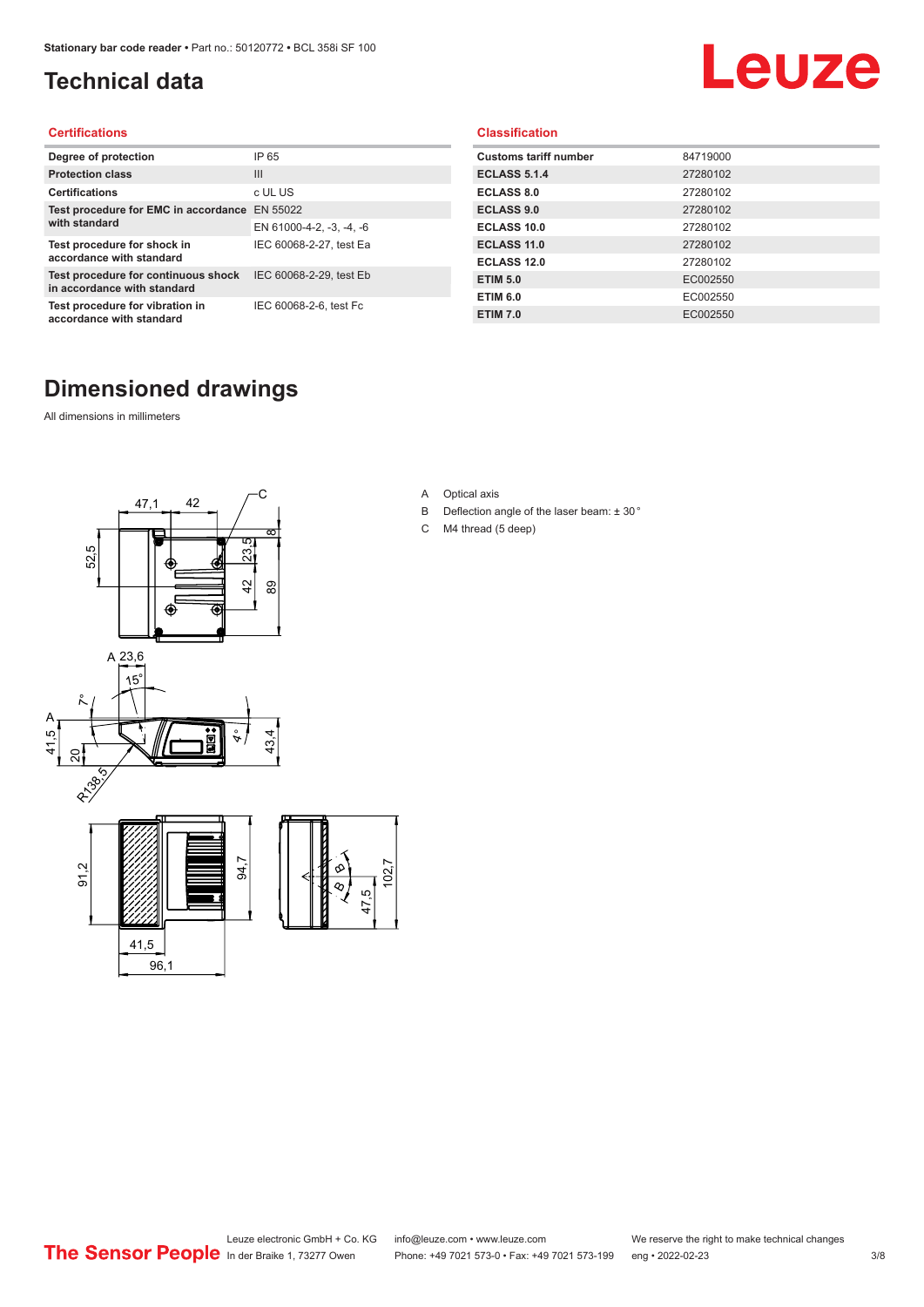# Technical data

### Certifications

| Degree of protection | IP 65 |
|---|---|
| Protection class | III |
| Certifications | c UL US |
| Test procedure for EMC in accordance with standard | EN 55022 |
| | EN 61000-4-2, -3, -4, -6 |
| Test procedure for shock in accordance with standard | IEC 60068-2-27, test Ea |
| Test procedure for continuous shock in accordance with standard | IEC 60068-2-29, test Eb |
| Test procedure for vibration in accordance with standard | IEC 60068-2-6, test Fc |

### Classification

| Customs tariff number | 84719000 |
|---|---|
| ECLASS 5.1.4 | 27280102 |
| ECLASS 8.0 | 27280102 |
| ECLASS 9.0 | 27280102 |
| ECLASS 10.0 | 27280102 |
| ECLASS 11.0 | 27280102 |
| ECLASS 12.0 | 27280102 |
| ETIM 5.0 | EC002550 |
| ETIM 6.0 | EC002550 |
| ETIM 7.0 | EC002550 |

# Dimensioned drawings

All dimensions in millimeters

A Optical axis

B Deflection angle of the laser beam: ± 30 °

C M4 thread (5 deep)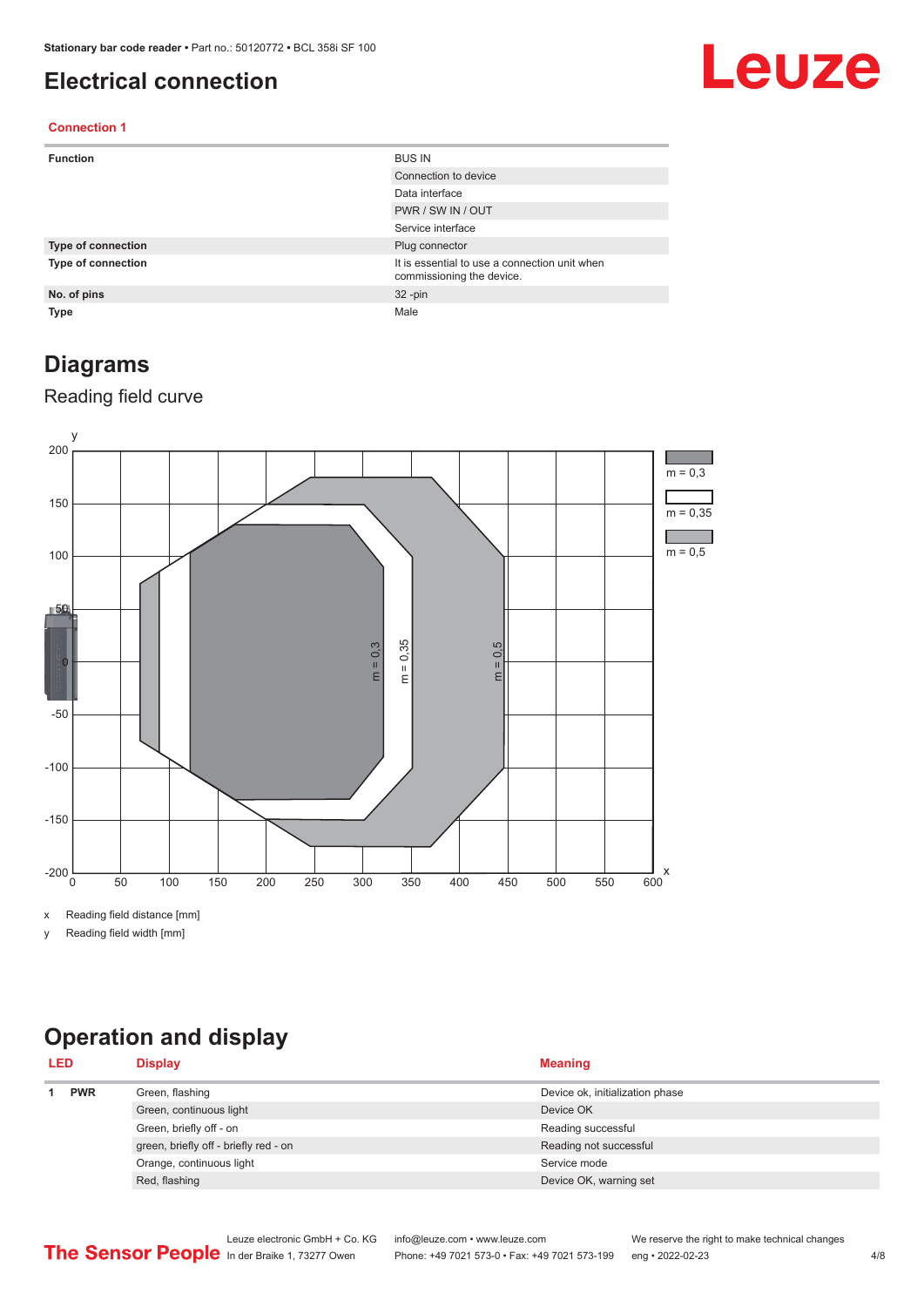# Electrical connection

### Connection 1

| | |
|---|---|
| **Function** | BUS IN |
| | Connection to device |
| | Data interface |
| | PWR / SW IN / OUT |
| | Service interface |
| **Type of connection** | Plug connector |
| **Type of connection** | It is essential to use a connection unit when commissioning the device. |
| **No. of pins** | 32 -pin |
| **Type** | Male |

# Diagrams

## Reading field curve

x Reading field distance [mm]

y Reading field width [mm]

# Operation and display

| LED | | Display | Meaning |
|---|---|---|---|
| 1 | **PWR** | Green, flashing | Device ok, initialization phase |
| | | Green, continuous light | Device OK |
| | | Green, briefly off - on | Reading successful |
| | | green, briefly off - briefly red - on | Reading not successful |
| | | Orange, continuous light | Service mode |
| | | Red, flashing | Device OK, warning set |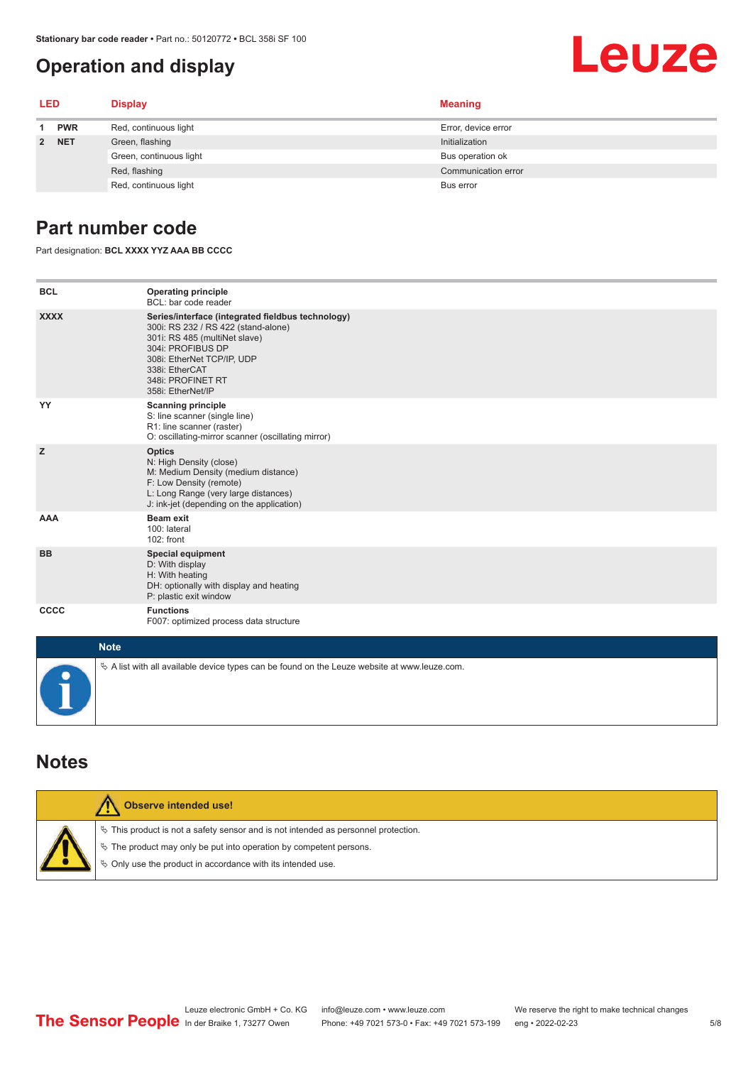# Operation and display

| LED | | Display | Meaning |
|---|---|---|---|
| 1 | PWR | Red, continuous light | Error, device error |
| 2 | NET | Green, flashing | Initialization |
| | | Green, continuous light | Bus operation ok |
| | | Red, flashing | Communication error |
| | | Red, continuous light | Bus error |

# Part number code

Part designation: **BCL XXXX YYZ AAA BB CCCC**

| | |
|---|---|
| **BCL** | **Operating principle**<br>BCL: bar code reader |
| **XXXX** | **Series/interface (integrated fieldbus technology)**<br>300i: RS 232 / RS 422 (stand-alone)<br>301i: RS 485 (multiNet slave)<br>304i: PROFIBUS DP<br>308i: EtherNet TCP/IP, UDP<br>338i: EtherCAT<br>348i: PROFINET RT<br>358i: EtherNet/IP |
| **YY** | **Scanning principle**<br>S: line scanner (single line)<br>R1: line scanner (raster)<br>O: oscillating-mirror scanner (oscillating mirror) |
| **Z** | **Optics**<br>N: High Density (close)<br>M: Medium Density (medium distance)<br>F: Low Density (remote)<br>L: Long Range (very large distances)<br>J: ink-jet (depending on the application) |
| **AAA** | **Beam exit**<br>100: lateral<br>102: front |
| **BB** | **Special equipment**<br>D: With display<br>H: With heating<br>DH: optionally with display and heating<br>P: plastic exit window |
| **CCCC** | **Functions**<br>F007: optimized process data structure |

**Note**

- A list with all available device types can be found on the Leuze website at www.leuze.com.

# Notes

**Observe intended use!**

- This product is not a safety sensor and is not intended as personnel protection.
- The product may only be put into operation by competent persons.
- Only use the product in accordance with its intended use.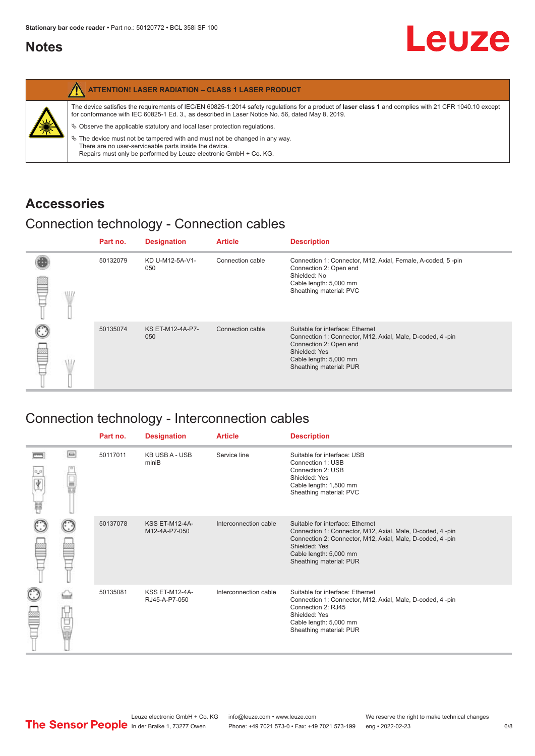## Notes

**ATTENTION! LASER RADIATION – CLASS 1 LASER PRODUCT**

The device satisfies the requirements of IEC/EN 60825-1:2014 safety regulations for a product of **laser class 1** and complies with 21 CFR 1040.10 except for conformance with IEC 60825-1 Ed. 3., as described in Laser Notice No. 56, dated May 8, 2019.

- Observe the applicable statutory and local laser protection regulations.
- The device must not be tampered with and must not be changed in any way. There are no user-serviceable parts inside the device. Repairs must only be performed by Leuze electronic GmbH + Co. KG.

# Accessories

## Connection technology - Connection cables

| Part no. | Designation | Article | Description |
|---|---|---|---|
| 50132079 | KD U-M12-5A-V1-050 | Connection cable | Connection 1: Connector, M12, Axial, Female, A-coded, 5 -pin<br>Connection 2: Open end<br>Shielded: No<br>Cable length: 5,000 mm<br>Sheathing material: PVC |
| 50135074 | KS ET-M12-4A-P7-050 | Connection cable | Suitable for interface: Ethernet<br>Connection 1: Connector, M12, Axial, Male, D-coded, 4 -pin<br>Connection 2: Open end<br>Shielded: Yes<br>Cable length: 5,000 mm<br>Sheathing material: PUR |

## Connection technology - Interconnection cables

| Part no. | Designation | Article | Description |
|---|---|---|---|
| 50117011 | KB USB A - USB miniB | Service line | Suitable for interface: USB<br>Connection 1: USB<br>Connection 2: USB<br>Shielded: Yes<br>Cable length: 1,500 mm<br>Sheathing material: PVC |
| 50137078 | KSS ET-M12-4A-M12-4A-P7-050 | Interconnection cable | Suitable for interface: Ethernet<br>Connection 1: Connector, M12, Axial, Male, D-coded, 4 -pin<br>Connection 2: Connector, M12, Axial, Male, D-coded, 4 -pin<br>Shielded: Yes<br>Cable length: 5,000 mm<br>Sheathing material: PUR |
| 50135081 | KSS ET-M12-4A-RJ45-A-P7-050 | Interconnection cable | Suitable for interface: Ethernet<br>Connection 1: Connector, M12, Axial, Male, D-coded, 4 -pin<br>Connection 2: RJ45<br>Shielded: Yes<br>Cable length: 5,000 mm<br>Sheathing material: PUR |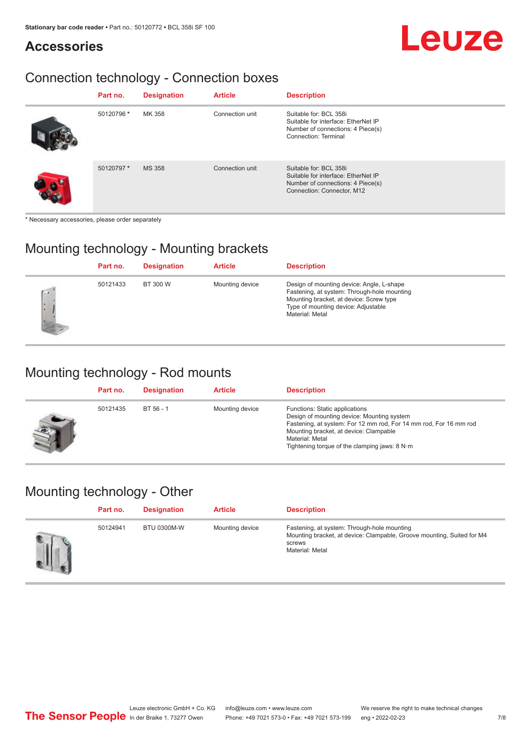# Accessories

## Connection technology - Connection boxes

| | Part no. | Designation | Article | Description |
|---|---|---|---|---|
| | 50120796 * | MK 358 | Connection unit | Suitable for: BCL 358i<br>Suitable for interface: EtherNet IP<br>Number of connections: 4 Piece(s)<br>Connection: Terminal |
| | 50120797 * | MS 358 | Connection unit | Suitable for: BCL 358i<br>Suitable for interface: EtherNet IP<br>Number of connections: 4 Piece(s)<br>Connection: Connector, M12 |

* Necessary accessories, please order separately

## Mounting technology - Mounting brackets

| | Part no. | Designation | Article | Description |
|---|---|---|---|---|
| | 50121433 | BT 300 W | Mounting device | Design of mounting device: Angle, L-shape<br>Fastening, at system: Through-hole mounting<br>Mounting bracket, at device: Screw type<br>Type of mounting device: Adjustable<br>Material: Metal |

## Mounting technology - Rod mounts

| | Part no. | Designation | Article | Description |
|---|---|---|---|---|
| | 50121435 | BT 56 - 1 | Mounting device | Functions: Static applications<br>Design of mounting device: Mounting system<br>Fastening, at system: For 12 mm rod, For 14 mm rod, For 16 mm rod<br>Mounting bracket, at device: Clampable<br>Material: Metal<br>Tightening torque of the clamping jaws: 8 N·m |

## Mounting technology - Other

| | Part no. | Designation | Article | Description |
|---|---|---|---|---|
| | 50124941 | BTU 0300M-W | Mounting device | Fastening, at system: Through-hole mounting<br>Mounting bracket, at device: Clampable, Groove mounting, Suited for M4 screws<br>Material: Metal |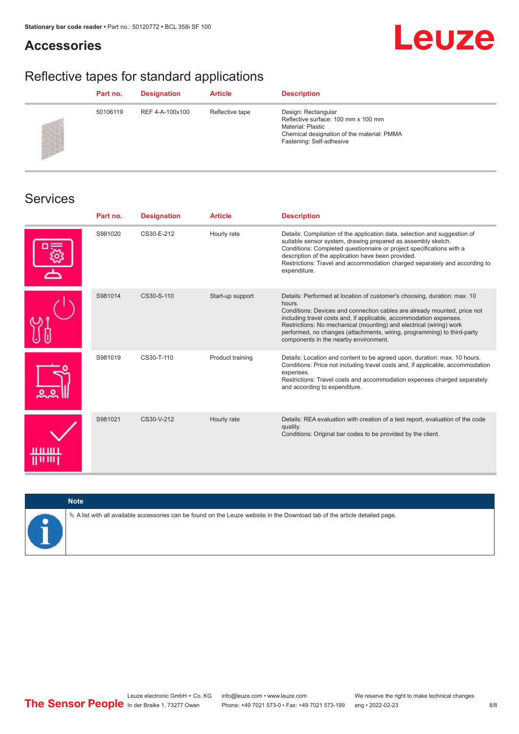## Accessories

# Reflective tapes for standard applications

| | Part no. | Designation | Article | Description |
|---|---|---|---|---|
| | 50106119 | REF 4-A-100x100 | Reflective tape | Design: Rectangular<br>Reflective surface: 100 mm x 100 mm<br>Material: Plastic<br>Chemical designation of the material: PMMA<br>Fastening: Self-adhesive |

# Services

| | Part no. | Designation | Article | Description |
|---|---|---|---|---|
| | S981020 | CS30-E-212 | Hourly rate | Details: Compilation of the application data, selection and suggestion of suitable sensor system, drawing prepared as assembly sketch.<br>Conditions: Completed questionnaire or project specifications with a description of the application have been provided.<br>Restrictions: Travel and accommodation charged separately and according to expenditure. |
| | S981014 | CS30-S-110 | Start-up support | Details: Performed at location of customer's choosing, duration: max. 10 hours.<br>Conditions: Devices and connection cables are already mounted, price not including travel costs and, if applicable, accommodation expenses.<br>Restrictions: No mechanical (mounting) and electrical (wiring) work performed, no changes (attachments, wiring, programming) to third-party components in the nearby environment. |
| | S981019 | CS30-T-110 | Product training | Details: Location and content to be agreed upon, duration: max. 10 hours.<br>Conditions: Price not including travel costs and, if applicable, accommodation expenses.<br>Restrictions: Travel costs and accommodation expenses charged separately and according to expenditure. |
| | S981021 | CS30-V-212 | Hourly rate | Details: REA evaluation with creation of a test report, evaluation of the code quality.<br>Conditions: Original bar codes to be provided by the client. |

**Note**

A list with all available accessories can be found on the Leuze website in the Download tab of the article detailed page.